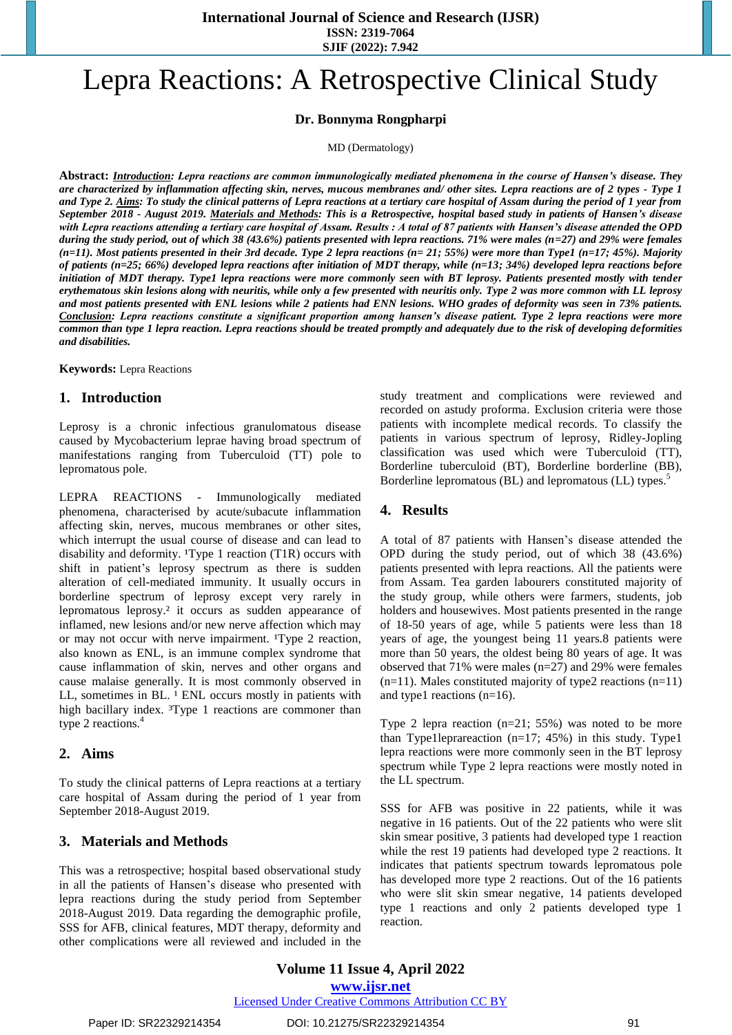# Lepra Reactions: A Retrospective Clinical Study

**Dr. Bonnyma Rongpharpi**

MD (Dermatology)

**Abstract:** ***Introduction:*** ***Lepra reactions are common immunologically mediated phenomena in the course of Hansen's disease. They are characterized by inflammation affecting skin, nerves, mucous membranes and/ other sites. Lepra reactions are of 2 types - Type 1 and Type 2.*** ***Aims:*** ***To study the clinical patterns of Lepra reactions at a tertiary care hospital of Assam during the period of 1 year from September 2018 - August 2019.*** ***Materials and Methods:*** ***This is a Retrospective, hospital based study in patients of Hansen's disease with Lepra reactions attending a tertiary care hospital of Assam. Results : A total of 87 patients with Hansen's disease attended the OPD during the study period, out of which 38 (43.6%) patients presented with lepra reactions. 71% were males (n=27) and 29% were females (n=11). Most patients presented in their 3rd decade. Type 2 lepra reactions (n= 21; 55%) were more than Type1 (n=17; 45%). Majority of patients (n=25; 66%) developed lepra reactions after initiation of MDT therapy, while (n=13; 34%) developed lepra reactions before initiation of MDT therapy. Type1 lepra reactions were more commonly seen with BT leprosy. Patients presented mostly with tender erythematous skin lesions along with neuritis, while only a few presented with neuritis only. Type 2 was more common with LL leprosy and most patients presented with ENL lesions while 2 patients had ENN lesions. WHO grades of deformity was seen in 73% patients.*** ***Conclusion:*** ***Lepra reactions constitute a significant proportion among hansen's disease patient. Type 2 lepra reactions were more common than type 1 lepra reaction. Lepra reactions should be treated promptly and adequately due to the risk of developing deformities and disabilities.***

**Keywords:** Lepra Reactions

## 1. Introduction

Leprosy is a chronic infectious granulomatous disease caused by Mycobacterium leprae having broad spectrum of manifestations ranging from Tuberculoid (TT) pole to lepromatous pole.

LEPRA REACTIONS - Immunologically mediated phenomena, characterised by acute/subacute inflammation affecting skin, nerves, mucous membranes or other sites, which interrupt the usual course of disease and can lead to disability and deformity. [1]Type 1 reaction (T1R) occurs with shift in patient's leprosy spectrum as there is sudden alteration of cell-mediated immunity. It usually occurs in borderline spectrum of leprosy except very rarely in lepromatous leprosy.[2] it occurs as sudden appearance of inflamed, new lesions and/or new nerve affection which may or may not occur with nerve impairment. [1]Type 2 reaction, also known as ENL, is an immune complex syndrome that cause inflammation of skin, nerves and other organs and cause malaise generally. It is most commonly observed in LL, sometimes in BL. [1] ENL occurs mostly in patients with high bacillary index. [3]Type 1 reactions are commoner than type 2 reactions.[4]

## 2. Aims

To study the clinical patterns of Lepra reactions at a tertiary care hospital of Assam during the period of 1 year from September 2018-August 2019.

## 3. Materials and Methods

This was a retrospective; hospital based observational study in all the patients of Hansen's disease who presented with lepra reactions during the study period from September 2018-August 2019. Data regarding the demographic profile, SSS for AFB, clinical features, MDT therapy, deformity and other complications were all reviewed and included in the study treatment and complications were reviewed and recorded on astudy proforma. Exclusion criteria were those patients with incomplete medical records. To classify the patients in various spectrum of leprosy, Ridley-Jopling classification was used which were Tuberculoid (TT), Borderline tuberculoid (BT), Borderline borderline (BB), Borderline lepromatous (BL) and lepromatous (LL) types.[5]

## 4. Results

A total of 87 patients with Hansen's disease attended the OPD during the study period, out of which 38 (43.6%) patients presented with lepra reactions. All the patients were from Assam. Tea garden labourers constituted majority of the study group, while others were farmers, students, job holders and housewives. Most patients presented in the range of 18-50 years of age, while 5 patients were less than 18 years of age, the youngest being 11 years.8 patients were more than 50 years, the oldest being 80 years of age. It was observed that 71% were males (n=27) and 29% were females (n=11). Males constituted majority of type2 reactions (n=11) and type1 reactions (n=16).

Type 2 lepra reaction (n=21; 55%) was noted to be more than Type1leprareaction (n=17; 45%) in this study. Type1 lepra reactions were more commonly seen in the BT leprosy spectrum while Type 2 lepra reactions were mostly noted in the LL spectrum.

SSS for AFB was positive in 22 patients, while it was negative in 16 patients. Out of the 22 patients who were slit skin smear positive, 3 patients had developed type 1 reaction while the rest 19 patients had developed type 2 reactions. It indicates that patients' spectrum towards lepromatous pole has developed more type 2 reactions. Out of the 16 patients who were slit skin smear negative, 14 patients developed type 1 reactions and only 2 patients developed type 1 reaction.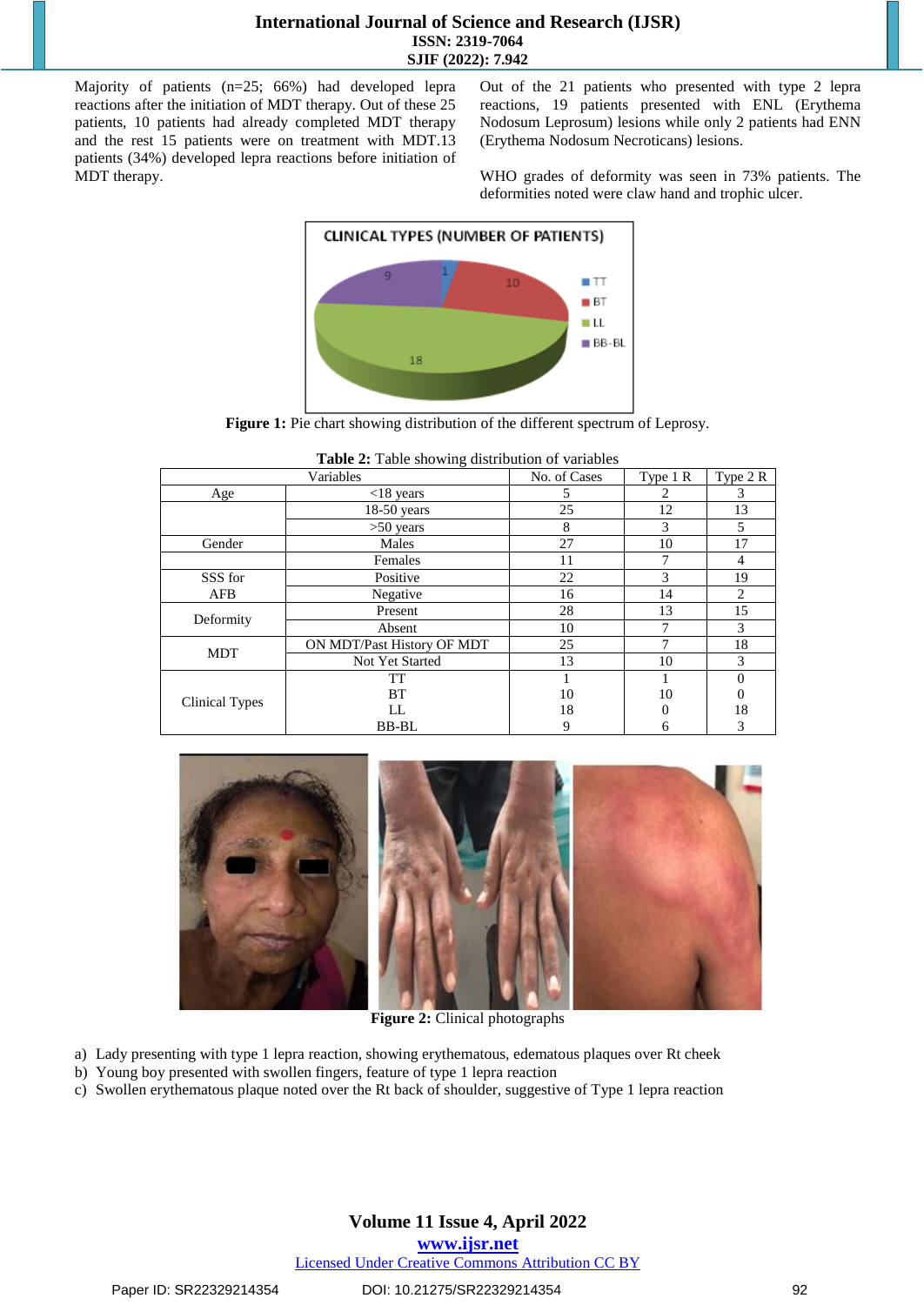Majority of patients (n=25; 66%) had developed lepra reactions after the initiation of MDT therapy. Out of these 25 patients, 10 patients had already completed MDT therapy and the rest 15 patients were on treatment with MDT.13 patients (34%) developed lepra reactions before initiation of MDT therapy.

Out of the 21 patients who presented with type 2 lepra reactions, 19 patients presented with ENL (Erythema Nodosum Leprosum) lesions while only 2 patients had ENN (Erythema Nodosum Necroticans) lesions.

WHO grades of deformity was seen in 73% patients. The deformities noted were claw hand and trophic ulcer.

**Figure 1:** Pie chart showing distribution of the different spectrum of Leprosy.

**Table 2:** Table showing distribution of variables

| Variables | | No. of Cases | Type 1 R | Type 2 R |
|---|---|---|---|---|
| Age | <18 years | 5 | 2 | 3 |
| | 18-50 years | 25 | 12 | 13 |
| | >50 years | 8 | 3 | 5 |
| Gender | Males | 27 | 10 | 17 |
| | Females | 11 | 7 | 4 |
| SSS for AFB | Positive | 22 | 3 | 19 |
| | Negative | 16 | 14 | 2 |
| Deformity | Present | 28 | 13 | 15 |
| | Absent | 10 | 7 | 3 |
| MDT | ON MDT/Past History OF MDT | 25 | 7 | 18 |
| | Not Yet Started | 13 | 10 | 3 |
| Clinical Types | TT | 1 | 1 | 0 |
| | BT | 10 | 10 | 0 |
| | LL | 18 | 0 | 18 |
| | BB-BL | 9 | 6 | 3 |

**Figure 2:** Clinical photographs

a) Lady presenting with type 1 lepra reaction, showing erythematous, edematous plaques over Rt cheek
b) Young boy presented with swollen fingers, feature of type 1 lepra reaction
c) Swollen erythematous plaque noted over the Rt back of shoulder, suggestive of Type 1 lepra reaction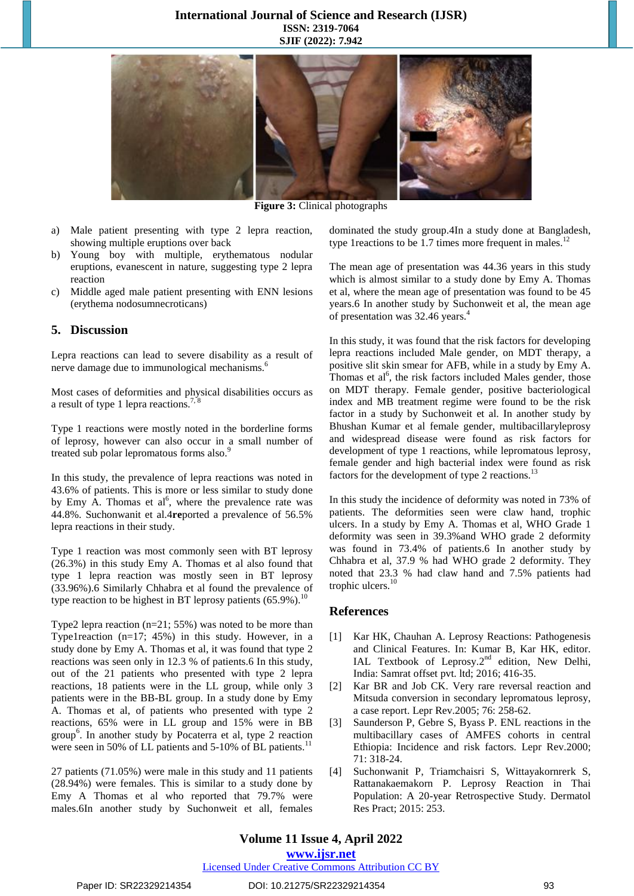**Figure 3:** Clinical photographs

a) Male patient presenting with type 2 lepra reaction, showing multiple eruptions over back
b) Young boy with multiple, erythematous nodular eruptions, evanescent in nature, suggesting type 2 lepra reaction
c) Middle aged male patient presenting with ENN lesions (erythema nodosumnecroticans)

## 5. Discussion

Lepra reactions can lead to severe disability as a result of nerve damage due to immunological mechanisms.[6]

Most cases of deformities and physical disabilities occurs as a result of type 1 lepra reactions.[7, 8]

Type 1 reactions were mostly noted in the borderline forms of leprosy, however can also occur in a small number of treated sub polar lepromatous forms also.[9]

In this study, the prevalence of lepra reactions was noted in 43.6% of patients. This is more or less similar to study done by Emy A. Thomas et al[6], where the prevalence rate was 44.8%. Suchonwanit et al.4**re**ported a prevalence of 56.5% lepra reactions in their study.

Type 1 reaction was most commonly seen with BT leprosy (26.3%) in this study Emy A. Thomas et al also found that type 1 lepra reaction was mostly seen in BT leprosy (33.96%).6 Similarly Chhabra et al found the prevalence of type reaction to be highest in BT leprosy patients (65.9%).[10]

Type2 lepra reaction (n=21; 55%) was noted to be more than Type1reaction (n=17; 45%) in this study. However, in a study done by Emy A. Thomas et al, it was found that type 2 reactions was seen only in 12.3 % of patients.6 In this study, out of the 21 patients who presented with type 2 lepra reactions, 18 patients were in the LL group, while only 3 patients were in the BB-BL group. In a study done by Emy A. Thomas et al, of patients who presented with type 2 reactions, 65% were in LL group and 15% were in BB group[6]. In another study by Pocaterra et al, type 2 reaction were seen in 50% of LL patients and 5-10% of BL patients.[11]

27 patients (71.05%) were male in this study and 11 patients (28.94%) were females. This is similar to a study done by Emy A Thomas et al who reported that 79.7% were males.6In another study by Suchonweit et all, females dominated the study group.4In a study done at Bangladesh, type 1reactions to be 1.7 times more frequent in males.[12]

The mean age of presentation was 44.36 years in this study which is almost similar to a study done by Emy A. Thomas et al, where the mean age of presentation was found to be 45 years.6 In another study by Suchonweit et al, the mean age of presentation was 32.46 years.[4]

In this study, it was found that the risk factors for developing lepra reactions included Male gender, on MDT therapy, a positive slit skin smear for AFB, while in a study by Emy A. Thomas et al[6], the risk factors included Males gender, those on MDT therapy. Female gender, positive bacteriological index and MB treatment regime were found to be the risk factor in a study by Suchonweit et al. In another study by Bhushan Kumar et al female gender, multibacillaryleprosy and widespread disease were found as risk factors for development of type 1 reactions, while lepromatous leprosy, female gender and high bacterial index were found as risk factors for the development of type 2 reactions.[13]

In this study the incidence of deformity was noted in 73% of patients. The deformities seen were claw hand, trophic ulcers. In a study by Emy A. Thomas et al, WHO Grade 1 deformity was seen in 39.3%and WHO grade 2 deformity was found in 73.4% of patients.6 In another study by Chhabra et al, 37.9 % had WHO grade 2 deformity. They noted that 23.3 % had claw hand and 7.5% patients had trophic ulcers.[10]

## References

[1] Kar HK, Chauhan A. Leprosy Reactions: Pathogenesis and Clinical Features. In: Kumar B, Kar HK, editor. IAL Textbook of Leprosy.2nd edition, New Delhi, India: Samrat offset pvt. ltd; 2016; 416-35.

[2] Kar BR and Job CK. Very rare reversal reaction and Mitsuda conversion in secondary lepromatous leprosy, a case report. Lepr Rev.2005; 76: 258-62.

[3] Saunderson P, Gebre S, Byass P. ENL reactions in the multibacillary cases of AMFES cohorts in central Ethiopia: Incidence and risk factors. Lepr Rev.2000; 71: 318-24.

[4] Suchonwanit P, Triamchaisri S, Wittayakornrerk S, Rattanakaemakorn P. Leprosy Reaction in Thai Population: A 20-year Retrospective Study. Dermatol Res Pract; 2015: 253.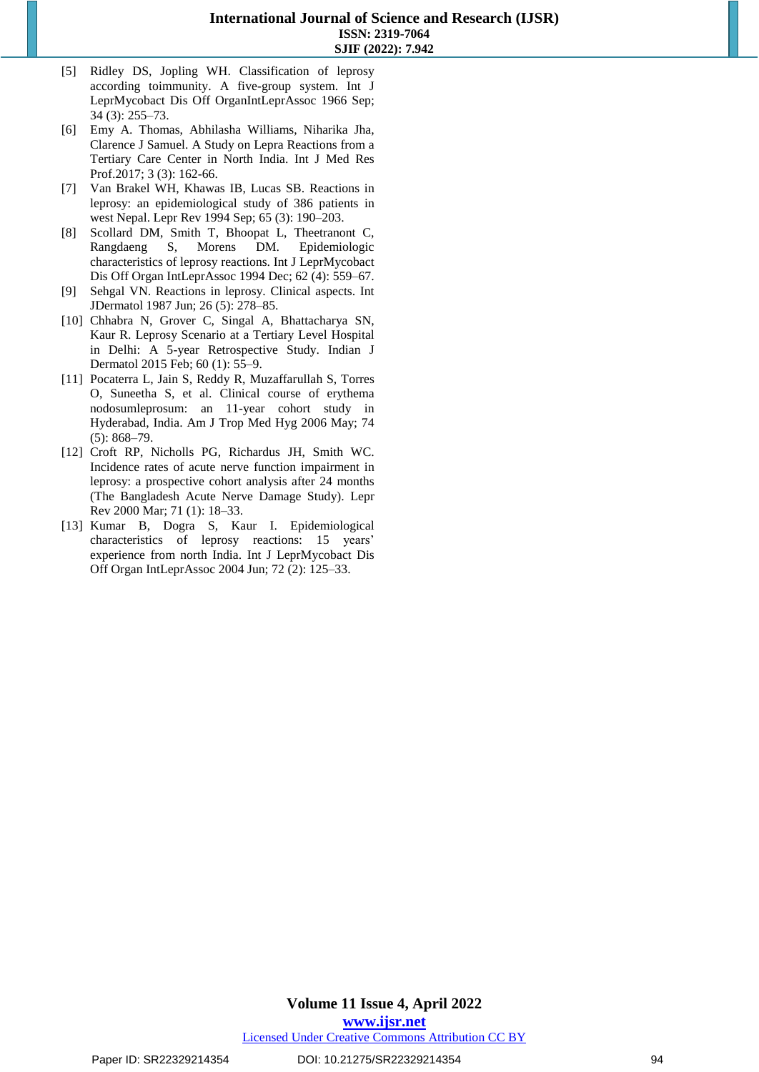[5] Ridley DS, Jopling WH. Classification of leprosy according toimmunity. A five-group system. Int J LeprMycobact Dis Off OrganIntLeprAssoc 1966 Sep; 34 (3): 255–73.

[6] Emy A. Thomas, Abhilasha Williams, Niharika Jha, Clarence J Samuel. A Study on Lepra Reactions from a Tertiary Care Center in North India. Int J Med Res Prof.2017; 3 (3): 162-66.

[7] Van Brakel WH, Khawas IB, Lucas SB. Reactions in leprosy: an epidemiological study of 386 patients in west Nepal. Lepr Rev 1994 Sep; 65 (3): 190–203.

[8] Scollard DM, Smith T, Bhoopat L, Theetranont C, Rangdaeng S, Morens DM. Epidemiologic characteristics of leprosy reactions. Int J LeprMycobact Dis Off Organ IntLeprAssoc 1994 Dec; 62 (4): 559–67.

[9] Sehgal VN. Reactions in leprosy. Clinical aspects. Int JDermatol 1987 Jun; 26 (5): 278–85.

[10] Chhabra N, Grover C, Singal A, Bhattacharya SN, Kaur R. Leprosy Scenario at a Tertiary Level Hospital in Delhi: A 5-year Retrospective Study. Indian J Dermatol 2015 Feb; 60 (1): 55–9.

[11] Pocaterra L, Jain S, Reddy R, Muzaffarullah S, Torres O, Suneetha S, et al. Clinical course of erythema nodosumleprosum: an 11-year cohort study in Hyderabad, India. Am J Trop Med Hyg 2006 May; 74 (5): 868–79.

[12] Croft RP, Nicholls PG, Richardus JH, Smith WC. Incidence rates of acute nerve function impairment in leprosy: a prospective cohort analysis after 24 months (The Bangladesh Acute Nerve Damage Study). Lepr Rev 2000 Mar; 71 (1): 18–33.

[13] Kumar B, Dogra S, Kaur I. Epidemiological characteristics of leprosy reactions: 15 years' experience from north India. Int J LeprMycobact Dis Off Organ IntLeprAssoc 2004 Jun; 72 (2): 125–33.